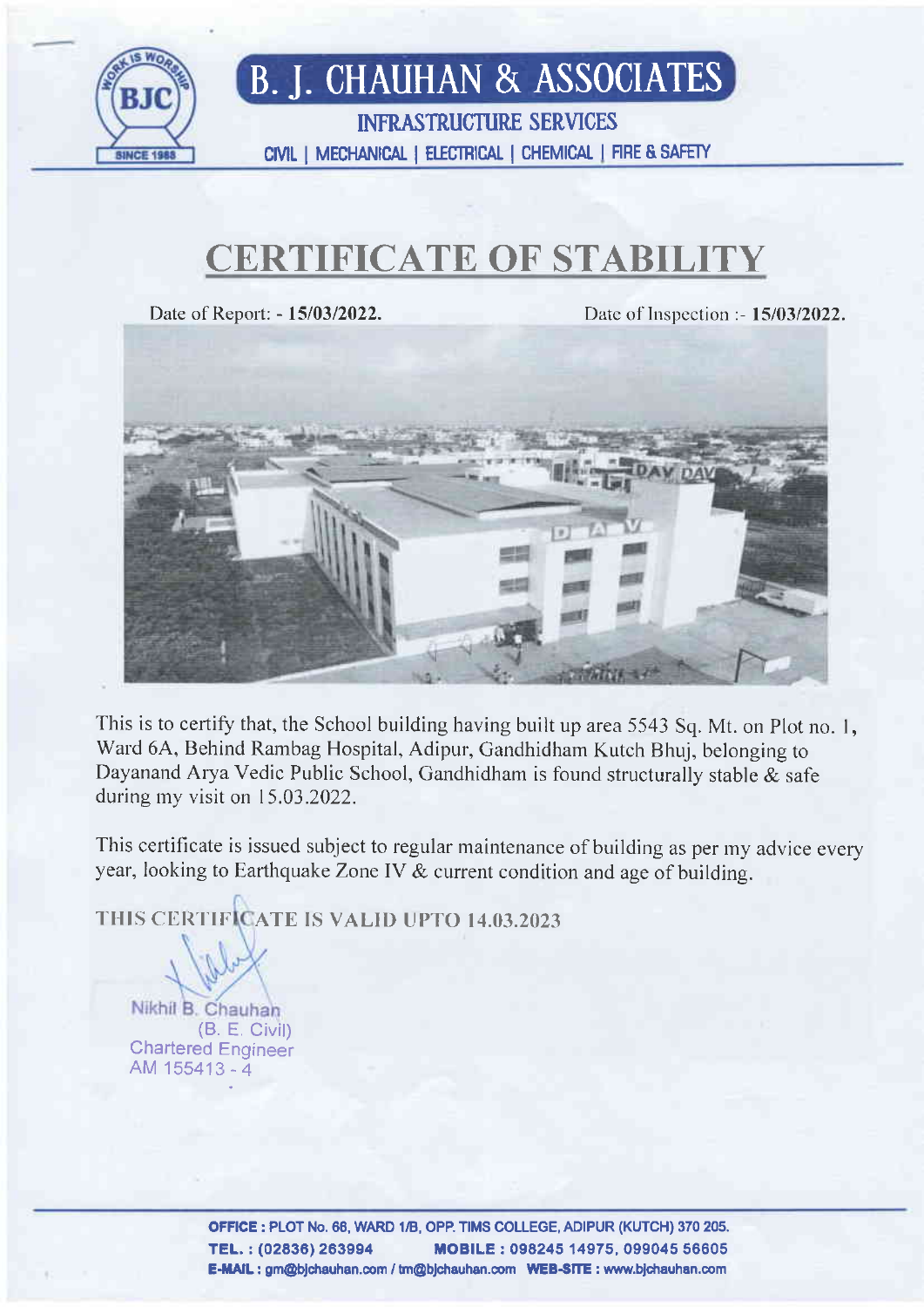# B. J. CHAUHAN & ASSOCIATES

INFRASTRUCTURE SERVICES

CIVIL | MECHANICAL | ELECTRICAL | CHEMICAL | FIRE & SAFETY

## CERTIFICATE OF STABILITY

Date of Report: - **15/03/2022.** Date of Inspection :- **15/03/2022.**

This is to certify that, the School building having built up area 5543 Sq. Mt. on Plot no. 1, Ward 6A, Behind Rambag Hospital, Adipur, Gandhidham Kutch Bhuj, belonging to Dayanand Arya Vedic Public School, Gandhidham is found structurally stable & safe during my visit on 15.03.2022.

This certificate is issued subject to regular maintenance of building as per my advice every year, looking to Earthquake Zone IV & current condition and age of building.

THIS CERTIFICATE IS VALID UPTO 14.03.2023

Nikhil B. Chauhan
(B. E. Civil)
Chartered Engineer
AM 155413 - 4

**OFFICE :** PLOT No. 66, WARD 1/B, OPP. TIMS COLLEGE, ADIPUR (KUTCH) 370 205.
**TEL. :** (02836) 263994 **MOBILE :** 098245 14975, 099045 56605
**E-MAIL :** gm@bjchauhan.com / tm@bjchauhan.com **WEB-SITE :** www.bjchauhan.com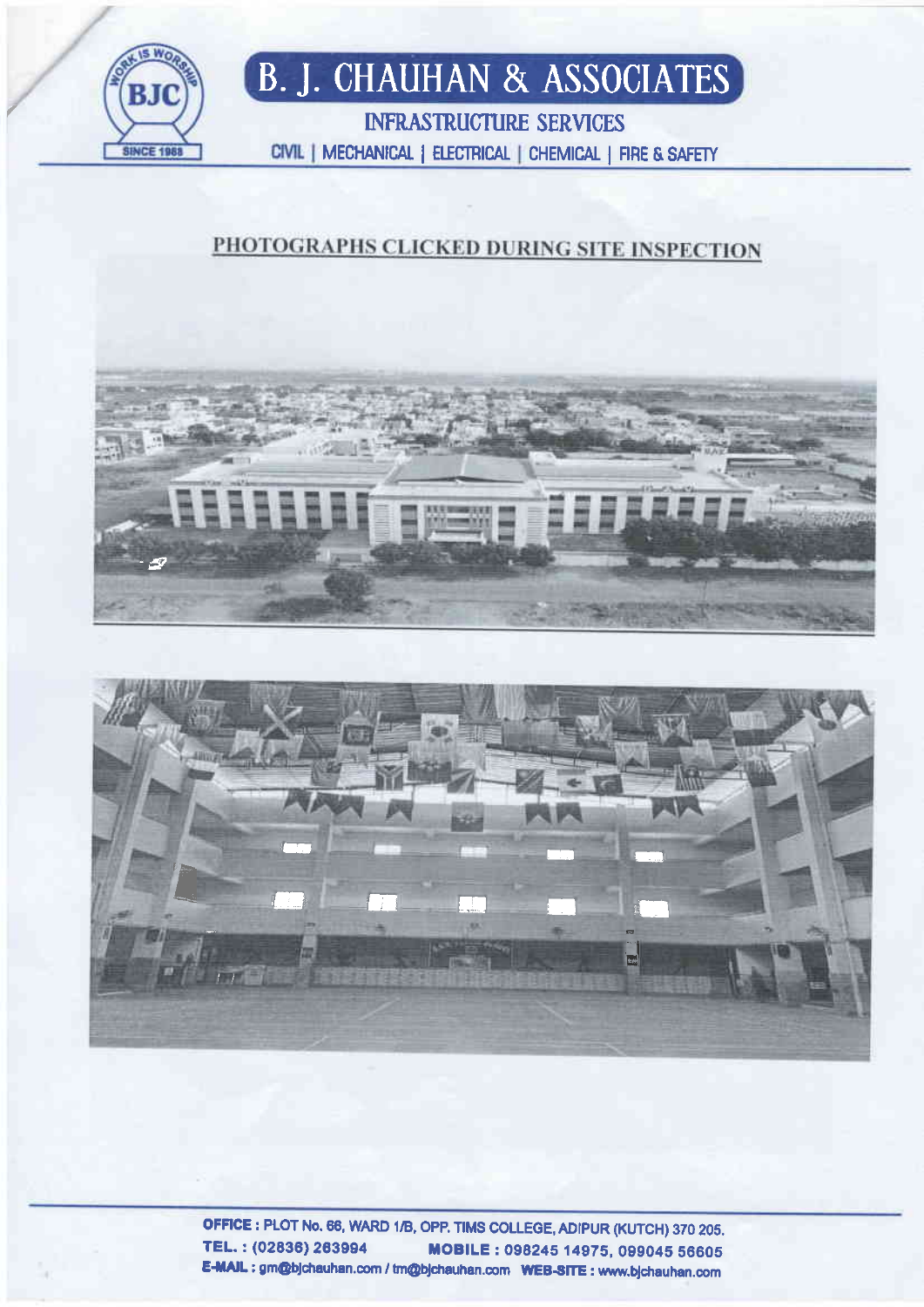# B. J. CHAUHAN & ASSOCIATES

INFRASTRUCTURE SERVICES

CIVIL | MECHANICAL | ELECTRICAL | CHEMICAL | FIRE & SAFETY

## PHOTOGRAPHS CLICKED DURING SITE INSPECTION

**OFFICE :** PLOT No. 66, WARD 1/B, OPP. TIMS COLLEGE, ADIPUR (KUTCH) 370 205.
**TEL. :** (02836) 263994 **MOBILE :** 098245 14975, 099045 56605
**E-MAIL :** gm@bjchauhan.com / tm@bjchauhan.com **WEB-SITE :** www.bjchauhan.com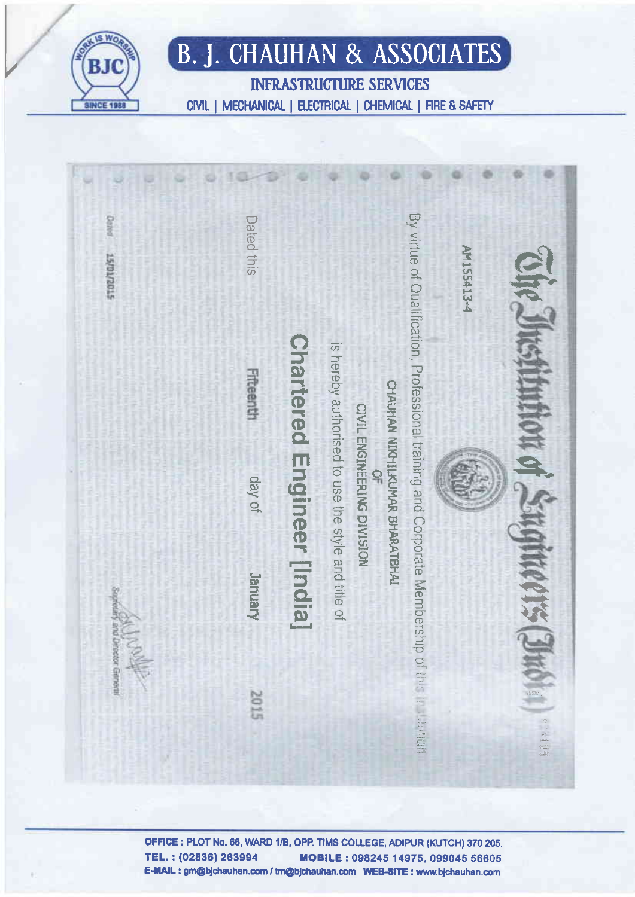# B. J. CHAUHAN & ASSOCIATES

**INFRASTRUCTURE SERVICES**

CIVIL | MECHANICAL | ELECTRICAL | CHEMICAL | FIRE & SAFETY

WORK IS WORSHIP — BJC — SINCE 1988

# The Institution of Engineers (India)

AM155413-4

By virtue of Qualification, Professional training and Corporate Membership of this Institution

**CHAUHAN NIKHILKUMAR BHARATBHAI**

OF

**CIVIL ENGINEERING DIVISION**

is hereby authorised to use the style and title of

## Chartered Engineer [India]

Dated this **Fifteenth** day of **January** **2015**

Dated **15/01/2015**

Secretary and Director General

---

**OFFICE :** PLOT No. 66, WARD 1/B, OPP. TIMS COLLEGE, ADIPUR (KUTCH) 370 205.

**TEL. :** (02836) 263994 **MOBILE :** 098245 14975, 099045 56605

**E-MAIL :** gm@bjchauhan.com / tm@bjchauhan.com **WEB-SITE :** www.bjchauhan.com